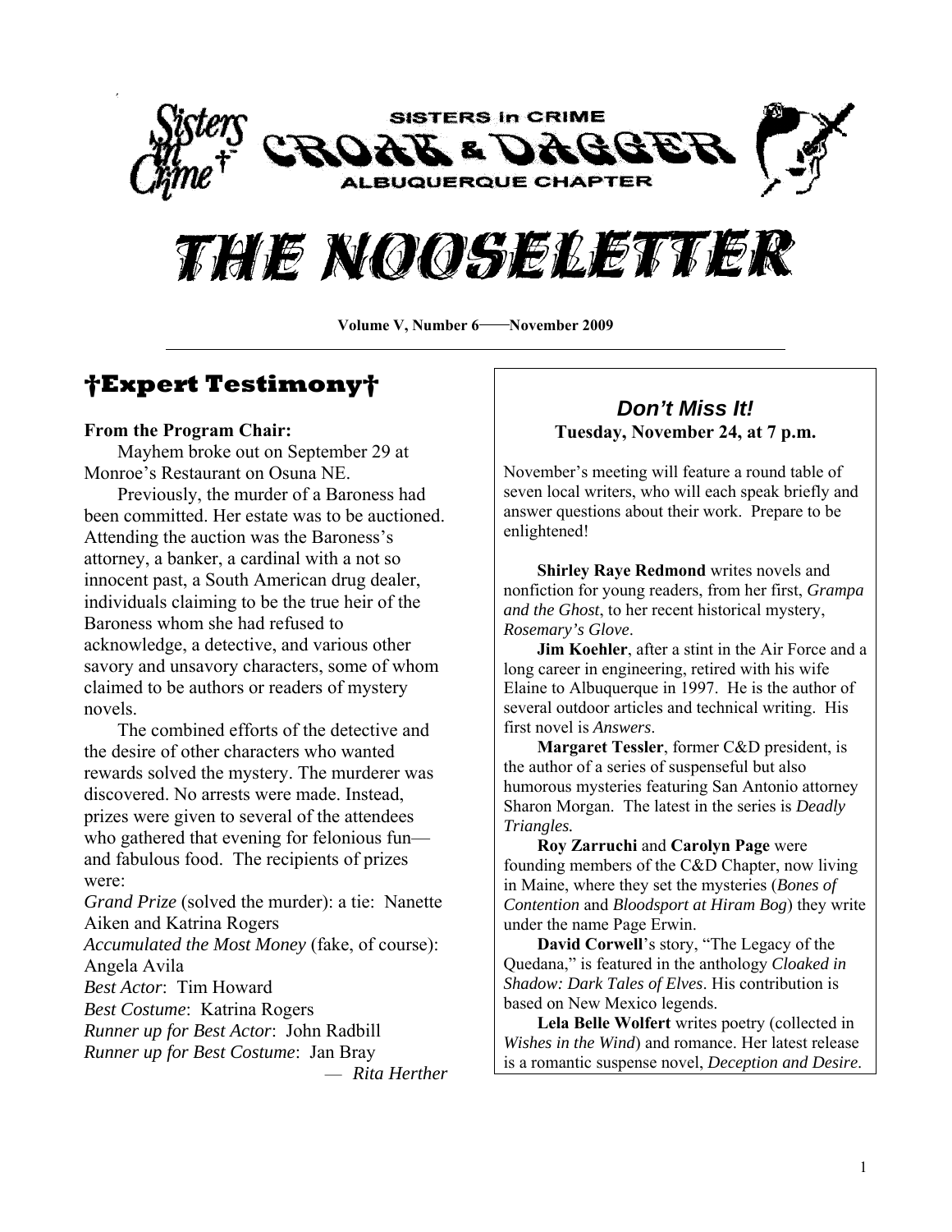SISTERS in CRIME

CROAK & DAGGER

ALBUQUERQUE CHAPTER

# THE NOOSELETTER

**Volume V, Number 6——November 2009**

## †Expert Testimony†

**From the Program Chair:**

Mayhem broke out on September 29 at Monroe's Restaurant on Osuna NE.

Previously, the murder of a Baroness had been committed. Her estate was to be auctioned. Attending the auction was the Baroness's attorney, a banker, a cardinal with a not so innocent past, a South American drug dealer, individuals claiming to be the true heir of the Baroness whom she had refused to acknowledge, a detective, and various other savory and unsavory characters, some of whom claimed to be authors or readers of mystery novels.

The combined efforts of the detective and the desire of other characters who wanted rewards solved the mystery. The murderer was discovered. No arrests were made. Instead, prizes were given to several of the attendees who gathered that evening for felonious fun—and fabulous food. The recipients of prizes were:

*Grand Prize* (solved the murder): a tie: Nanette Aiken and Katrina Rogers
*Accumulated the Most Money* (fake, of course): Angela Avila
*Best Actor*: Tim Howard
*Best Costume*: Katrina Rogers
*Runner up for Best Actor*: John Radbill
*Runner up for Best Costume*: Jan Bray

— *Rita Herther*

### *Don't Miss It!*

**Tuesday, November 24, at 7 p.m.**

November's meeting will feature a round table of seven local writers, who will each speak briefly and answer questions about their work. Prepare to be enlightened!

**Shirley Raye Redmond** writes novels and nonfiction for young readers, from her first, *Grampa and the Ghost*, to her recent historical mystery, *Rosemary's Glove*.

**Jim Koehler**, after a stint in the Air Force and a long career in engineering, retired with his wife Elaine to Albuquerque in 1997. He is the author of several outdoor articles and technical writing. His first novel is *Answers*.

**Margaret Tessler**, former C&D president, is the author of a series of suspenseful but also humorous mysteries featuring San Antonio attorney Sharon Morgan. The latest in the series is *Deadly Triangles.*

**Roy Zarruchi** and **Carolyn Page** were founding members of the C&D Chapter, now living in Maine, where they set the mysteries (*Bones of Contention* and *Bloodsport at Hiram Bog*) they write under the name Page Erwin.

**David Corwell**'s story, "The Legacy of the Quedana," is featured in the anthology *Cloaked in Shadow: Dark Tales of Elves*. His contribution is based on New Mexico legends.

**Lela Belle Wolfert** writes poetry (collected in *Wishes in the Wind*) and romance. Her latest release is a romantic suspense novel, *Deception and Desire*.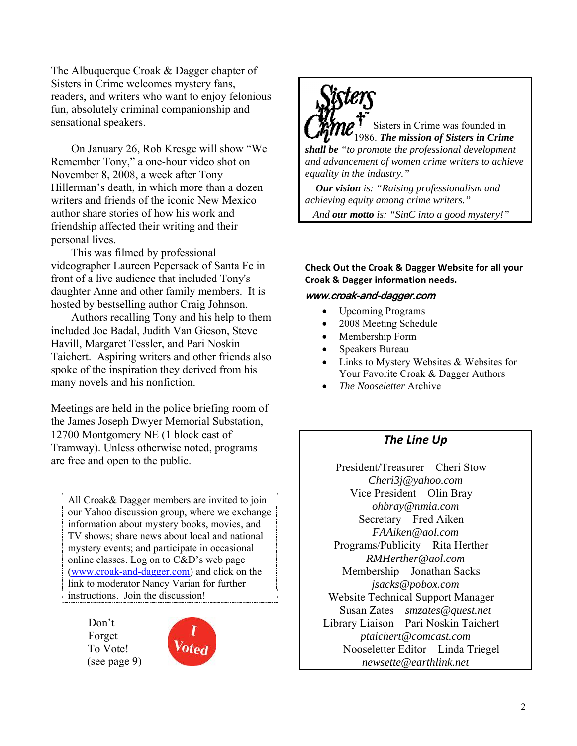The Albuquerque Croak & Dagger chapter of Sisters in Crime welcomes mystery fans, readers, and writers who want to enjoy felonious fun, absolutely criminal companionship and sensational speakers.

On January 26, Rob Kresge will show "We Remember Tony," a one-hour video shot on November 8, 2008, a week after Tony Hillerman's death, in which more than a dozen writers and friends of the iconic New Mexico author share stories of how his work and friendship affected their writing and their personal lives.

This was filmed by professional videographer Laureen Pepersack of Santa Fe in front of a live audience that included Tony's daughter Anne and other family members. It is hosted by bestselling author Craig Johnson.

Authors recalling Tony and his help to them included Joe Badal, Judith Van Gieson, Steve Havill, Margaret Tessler, and Pari Noskin Taichert. Aspiring writers and other friends also spoke of the inspiration they derived from his many novels and his nonfiction.

Meetings are held in the police briefing room of the James Joseph Dwyer Memorial Substation, 12700 Montgomery NE (1 block east of Tramway). Unless otherwise noted, programs are free and open to the public.

All Croak& Dagger members are invited to join our Yahoo discussion group, where we exchange information about mystery books, movies, and TV shows; share news about local and national mystery events; and participate in occasional online classes. Log on to C&D's web page (www.croak-and-dagger.com) and click on the link to moderator Nancy Varian for further instructions. Join the discussion!

Don't Forget To Vote! (see page 9)

I Voted

Sisters in Crime

Sisters in Crime was founded in 1986. ***The mission of Sisters in Crime shall be*** *"to promote the professional development and advancement of women crime writers to achieve equality in the industry."*

***Our vision*** *is: "Raising professionalism and achieving equity among crime writers."*

*And **our motto** is: "SinC into a good mystery!"*

**Check Out the Croak & Dagger Website for all your Croak & Dagger information needs.**

***www.croak-and-dagger.com***

- Upcoming Programs
- 2008 Meeting Schedule
- Membership Form
- Speakers Bureau
- Links to Mystery Websites & Websites for Your Favorite Croak & Dagger Authors
- *The Nooseletter* Archive

## *The Line Up*

President/Treasurer – Cheri Stow – *Cheri3j@yahoo.com*

Vice President – Olin Bray – *ohbray@nmia.com*

Secretary – Fred Aiken – *FAAiken@aol.com*

Programs/Publicity – Rita Herther – *RMHerther@aol.com*

Membership – Jonathan Sacks – *jsacks@pobox.com*

Website Technical Support Manager – Susan Zates – *smzates@quest.net*

Library Liaison – Pari Noskin Taichert – *ptaichert@comcast.com*

Nooseletter Editor – Linda Triegel – *newsette@earthlink.net*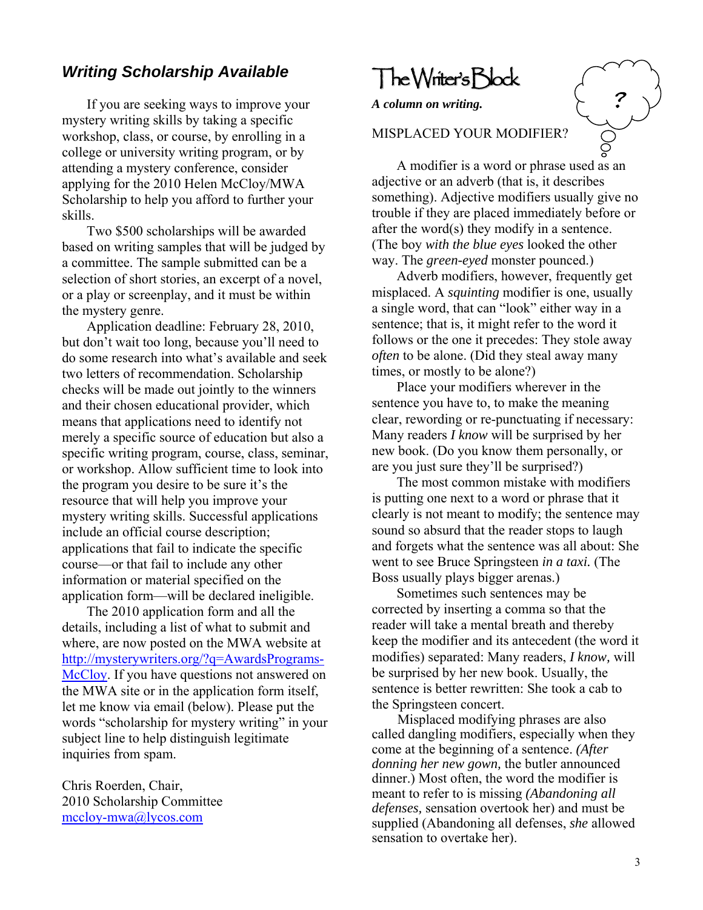## *Writing Scholarship Available*

If you are seeking ways to improve your mystery writing skills by taking a specific workshop, class, or course, by enrolling in a college or university writing program, or by attending a mystery conference, consider applying for the 2010 Helen McCloy/MWA Scholarship to help you afford to further your skills.

Two $500 scholarships will be awarded based on writing samples that will be judged by a committee. The sample submitted can be a selection of short stories, an excerpt of a novel, or a play or screenplay, and it must be within the mystery genre.

Application deadline: February 28, 2010, but don't wait too long, because you'll need to do some research into what's available and seek two letters of recommendation. Scholarship checks will be made out jointly to the winners and their chosen educational provider, which means that applications need to identify not merely a specific source of education but also a specific writing program, course, class, seminar, or workshop. Allow sufficient time to look into the program you desire to be sure it's the resource that will help you improve your mystery writing skills. Successful applications include an official course description; applications that fail to indicate the specific course—or that fail to include any other information or material specified on the application form—will be declared ineligible.

The 2010 application form and all the details, including a list of what to submit and where, are now posted on the MWA website at http://mysterywriters.org/?q=AwardsPrograms-McCloy. If you have questions not answered on the MWA site or in the application form itself, let me know via email (below). Please put the words "scholarship for mystery writing" in your subject line to help distinguish legitimate inquiries from spam.

Chris Roerden, Chair,
2010 Scholarship Committee
mccloy-mwa@lycos.com

## The Writer's Block

***A column on writing.***

MISPLACED YOUR MODIFIER?

A modifier is a word or phrase used as an adjective or an adverb (that is, it describes something). Adjective modifiers usually give no trouble if they are placed immediately before or after the word(s) they modify in a sentence. (The boy *with the blue eyes* looked the other way. The *green-eyed* monster pounced.)

Adverb modifiers, however, frequently get misplaced. A *squinting* modifier is one, usually a single word, that can "look" either way in a sentence; that is, it might refer to the word it follows or the one it precedes: They stole away *often* to be alone. (Did they steal away many times, or mostly to be alone?)

Place your modifiers wherever in the sentence you have to, to make the meaning clear, rewording or re-punctuating if necessary: Many readers *I know* will be surprised by her new book. (Do you know them personally, or are you just sure they'll be surprised?)

The most common mistake with modifiers is putting one next to a word or phrase that it clearly is not meant to modify; the sentence may sound so absurd that the reader stops to laugh and forgets what the sentence was all about: She went to see Bruce Springsteen *in a taxi.* (The Boss usually plays bigger arenas.)

Sometimes such sentences may be corrected by inserting a comma so that the reader will take a mental breath and thereby keep the modifier and its antecedent (the word it modifies) separated: Many readers, *I know,* will be surprised by her new book. Usually, the sentence is better rewritten: She took a cab to the Springsteen concert.

Misplaced modifying phrases are also called dangling modifiers, especially when they come at the beginning of a sentence. *(After donning her new gown,* the butler announced dinner.) Most often, the word the modifier is meant to refer to is missing *(Abandoning all defenses,* sensation overtook her) and must be supplied (Abandoning all defenses, *she* allowed sensation to overtake her).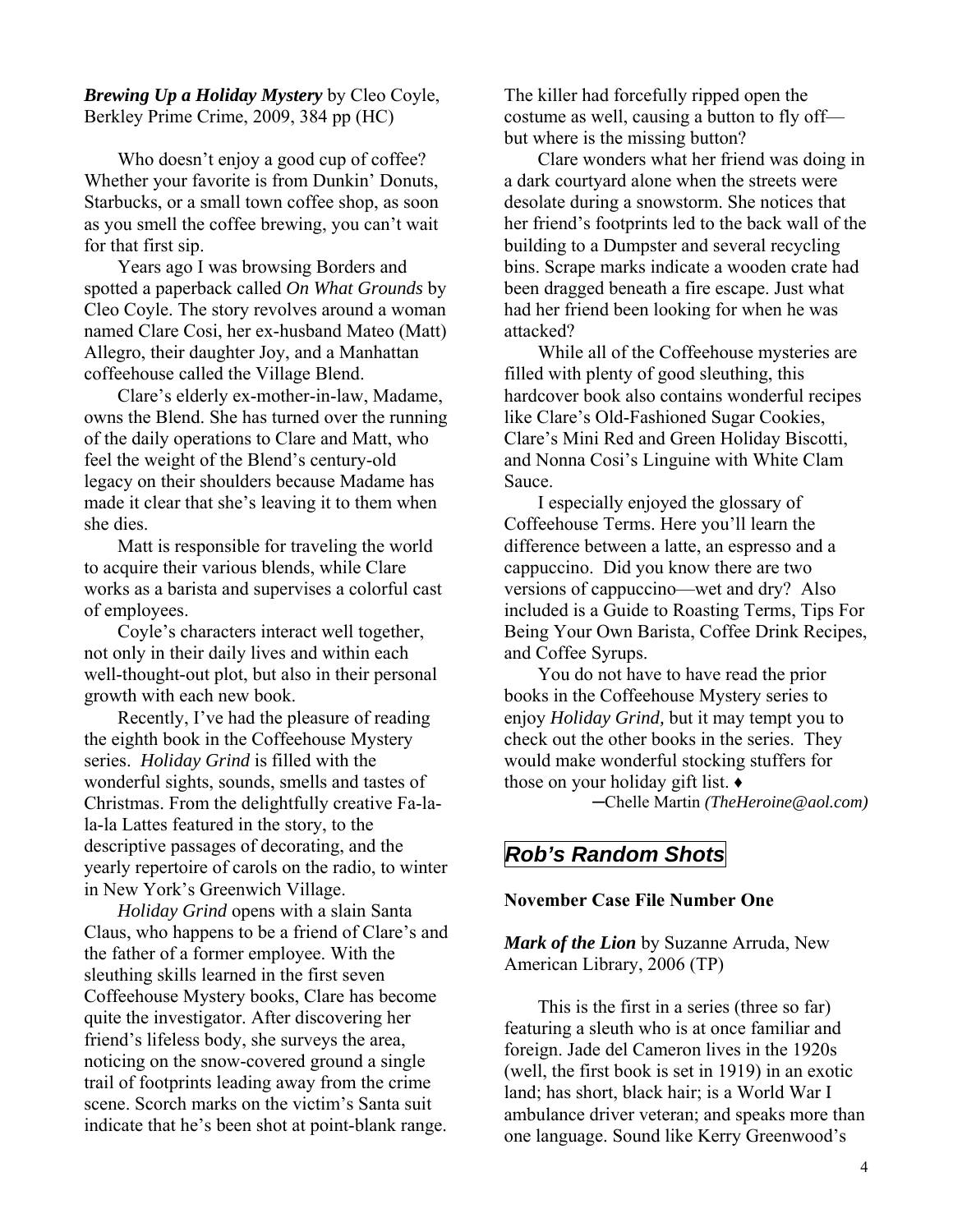***Brewing Up a Holiday Mystery*** by Cleo Coyle, Berkley Prime Crime, 2009, 384 pp (HC)

Who doesn't enjoy a good cup of coffee? Whether your favorite is from Dunkin' Donuts, Starbucks, or a small town coffee shop, as soon as you smell the coffee brewing, you can't wait for that first sip.

Years ago I was browsing Borders and spotted a paperback called *On What Grounds* by Cleo Coyle. The story revolves around a woman named Clare Cosi, her ex-husband Mateo (Matt) Allegro, their daughter Joy, and a Manhattan coffeehouse called the Village Blend.

Clare's elderly ex-mother-in-law, Madame, owns the Blend. She has turned over the running of the daily operations to Clare and Matt, who feel the weight of the Blend's century-old legacy on their shoulders because Madame has made it clear that she's leaving it to them when she dies.

Matt is responsible for traveling the world to acquire their various blends, while Clare works as a barista and supervises a colorful cast of employees.

Coyle's characters interact well together, not only in their daily lives and within each well-thought-out plot, but also in their personal growth with each new book.

Recently, I've had the pleasure of reading the eighth book in the Coffeehouse Mystery series. *Holiday Grind* is filled with the wonderful sights, sounds, smells and tastes of Christmas. From the delightfully creative Fa-la-la-la Lattes featured in the story, to the descriptive passages of decorating, and the yearly repertoire of carols on the radio, to winter in New York's Greenwich Village.

*Holiday Grind* opens with a slain Santa Claus, who happens to be a friend of Clare's and the father of a former employee. With the sleuthing skills learned in the first seven Coffeehouse Mystery books, Clare has become quite the investigator. After discovering her friend's lifeless body, she surveys the area, noticing on the snow-covered ground a single trail of footprints leading away from the crime scene. Scorch marks on the victim's Santa suit indicate that he's been shot at point-blank range. The killer had forcefully ripped open the costume as well, causing a button to fly off—but where is the missing button?

Clare wonders what her friend was doing in a dark courtyard alone when the streets were desolate during a snowstorm. She notices that her friend's footprints led to the back wall of the building to a Dumpster and several recycling bins. Scrape marks indicate a wooden crate had been dragged beneath a fire escape. Just what had her friend been looking for when he was attacked?

While all of the Coffeehouse mysteries are filled with plenty of good sleuthing, this hardcover book also contains wonderful recipes like Clare's Old-Fashioned Sugar Cookies, Clare's Mini Red and Green Holiday Biscotti, and Nonna Cosi's Linguine with White Clam Sauce.

I especially enjoyed the glossary of Coffeehouse Terms. Here you'll learn the difference between a latte, an espresso and a cappuccino. Did you know there are two versions of cappuccino—wet and dry? Also included is a Guide to Roasting Terms, Tips For Being Your Own Barista, Coffee Drink Recipes, and Coffee Syrups.

You do not have to have read the prior books in the Coffeehouse Mystery series to enjoy *Holiday Grind,* but it may tempt you to check out the other books in the series. They would make wonderful stocking stuffers for those on your holiday gift list. ♦

─Chelle Martin *(TheHeroine@aol.com)*

## *Rob's Random Shots*

**November Case File Number One**

***Mark of the Lion*** by Suzanne Arruda, New American Library, 2006 (TP)

This is the first in a series (three so far) featuring a sleuth who is at once familiar and foreign. Jade del Cameron lives in the 1920s (well, the first book is set in 1919) in an exotic land; has short, black hair; is a World War I ambulance driver veteran; and speaks more than one language. Sound like Kerry Greenwood's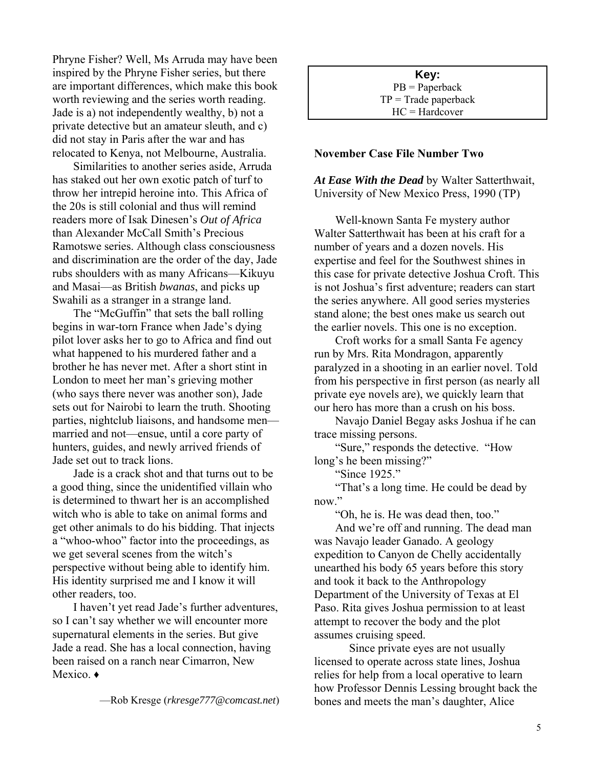Phryne Fisher? Well, Ms Arruda may have been inspired by the Phryne Fisher series, but there are important differences, which make this book worth reviewing and the series worth reading. Jade is a) not independently wealthy, b) not a private detective but an amateur sleuth, and c) did not stay in Paris after the war and has relocated to Kenya, not Melbourne, Australia.

Similarities to another series aside, Arruda has staked out her own exotic patch of turf to throw her intrepid heroine into. This Africa of the 20s is still colonial and thus will remind readers more of Isak Dinesen's *Out of Africa* than Alexander McCall Smith's Precious Ramotswe series. Although class consciousness and discrimination are the order of the day, Jade rubs shoulders with as many Africans—Kikuyu and Masai—as British *bwanas*, and picks up Swahili as a stranger in a strange land.

The "McGuffin" that sets the ball rolling begins in war-torn France when Jade's dying pilot lover asks her to go to Africa and find out what happened to his murdered father and a brother he has never met. After a short stint in London to meet her man's grieving mother (who says there never was another son), Jade sets out for Nairobi to learn the truth. Shooting parties, nightclub liaisons, and handsome men—married and not—ensue, until a core party of hunters, guides, and newly arrived friends of Jade set out to track lions.

Jade is a crack shot and that turns out to be a good thing, since the unidentified villain who is determined to thwart her is an accomplished witch who is able to take on animal forms and get other animals to do his bidding. That injects a "whoo-whoo" factor into the proceedings, as we get several scenes from the witch's perspective without being able to identify him. His identity surprised me and I know it will other readers, too.

I haven't yet read Jade's further adventures, so I can't say whether we will encounter more supernatural elements in the series. But give Jade a read. She has a local connection, having been raised on a ranch near Cimarron, New Mexico. ♦

—Rob Kresge (*rkresge777@comcast.net*)

**Key:**
PB = Paperback
TP = Trade paperback
HC = Hardcover

**November Case File Number Two**

***At Ease With the Dead*** by Walter Satterthwait, University of New Mexico Press, 1990 (TP)

Well-known Santa Fe mystery author Walter Satterthwait has been at his craft for a number of years and a dozen novels. His expertise and feel for the Southwest shines in this case for private detective Joshua Croft. This is not Joshua's first adventure; readers can start the series anywhere. All good series mysteries stand alone; the best ones make us search out the earlier novels. This one is no exception.

Croft works for a small Santa Fe agency run by Mrs. Rita Mondragon, apparently paralyzed in a shooting in an earlier novel. Told from his perspective in first person (as nearly all private eye novels are), we quickly learn that our hero has more than a crush on his boss.

Navajo Daniel Begay asks Joshua if he can trace missing persons.

"Sure," responds the detective. "How long's he been missing?"

"Since 1925."

"That's a long time. He could be dead by now."

"Oh, he is. He was dead then, too."

And we're off and running. The dead man was Navajo leader Ganado. A geology expedition to Canyon de Chelly accidentally unearthed his body 65 years before this story and took it back to the Anthropology Department of the University of Texas at El Paso. Rita gives Joshua permission to at least attempt to recover the body and the plot assumes cruising speed.

Since private eyes are not usually licensed to operate across state lines, Joshua relies for help from a local operative to learn how Professor Dennis Lessing brought back the bones and meets the man's daughter, Alice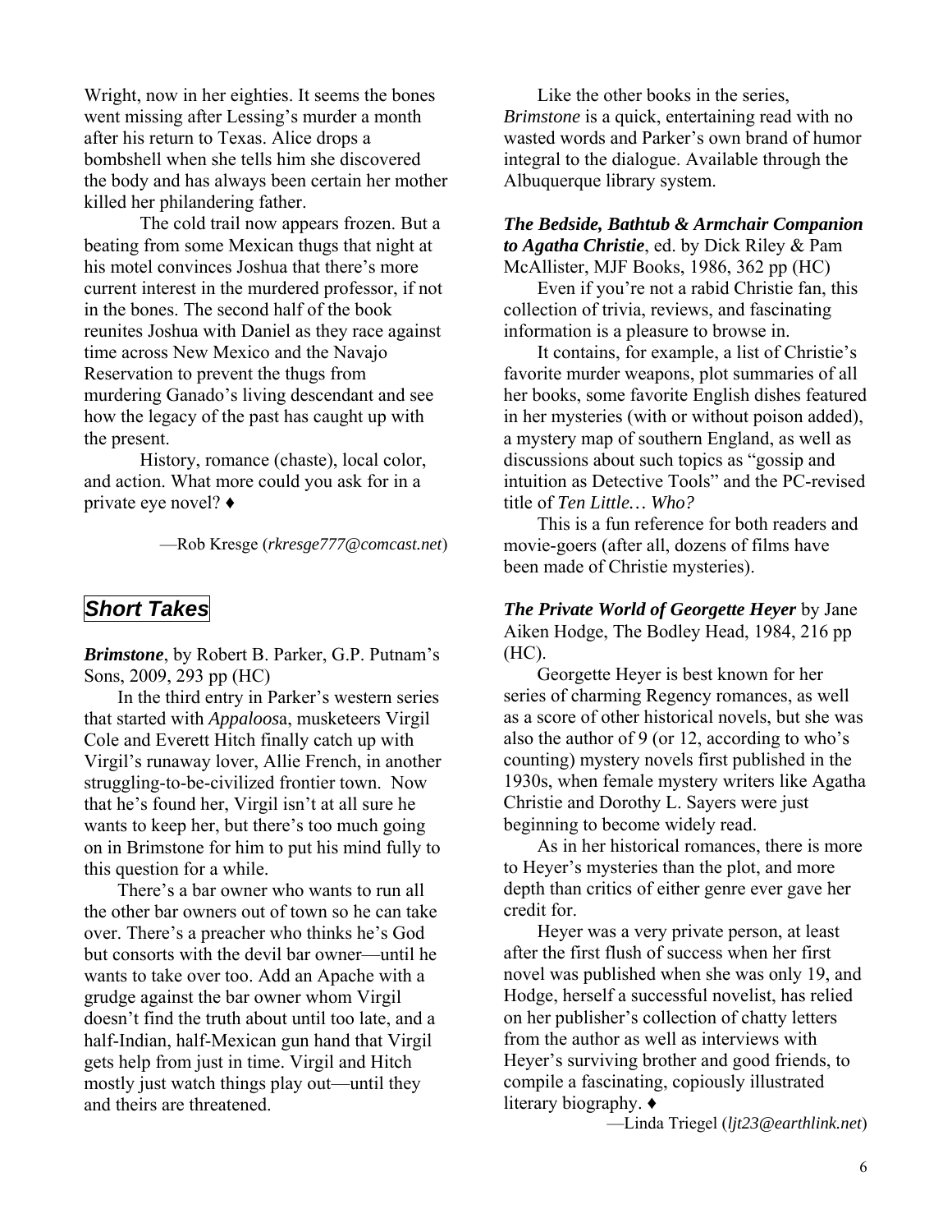Wright, now in her eighties. It seems the bones went missing after Lessing's murder a month after his return to Texas. Alice drops a bombshell when she tells him she discovered the body and has always been certain her mother killed her philandering father.

The cold trail now appears frozen. But a beating from some Mexican thugs that night at his motel convinces Joshua that there's more current interest in the murdered professor, if not in the bones. The second half of the book reunites Joshua with Daniel as they race against time across New Mexico and the Navajo Reservation to prevent the thugs from murdering Ganado's living descendant and see how the legacy of the past has caught up with the present.

History, romance (chaste), local color, and action. What more could you ask for in a private eye novel? ♦

—Rob Kresge (*rkresge777@comcast.net*)

## *Short Takes*

***Brimstone***, by Robert B. Parker, G.P. Putnam's Sons, 2009, 293 pp (HC)

In the third entry in Parker's western series that started with *Appaloosa*, musketeers Virgil Cole and Everett Hitch finally catch up with Virgil's runaway lover, Allie French, in another struggling-to-be-civilized frontier town. Now that he's found her, Virgil isn't at all sure he wants to keep her, but there's too much going on in Brimstone for him to put his mind fully to this question for a while.

There's a bar owner who wants to run all the other bar owners out of town so he can take over. There's a preacher who thinks he's God but consorts with the devil bar owner—until he wants to take over too. Add an Apache with a grudge against the bar owner whom Virgil doesn't find the truth about until too late, and a half-Indian, half-Mexican gun hand that Virgil gets help from just in time. Virgil and Hitch mostly just watch things play out—until they and theirs are threatened.

Like the other books in the series, *Brimstone* is a quick, entertaining read with no wasted words and Parker's own brand of humor integral to the dialogue. Available through the Albuquerque library system.

***The Bedside, Bathtub & Armchair Companion to Agatha Christie***, ed. by Dick Riley & Pam McAllister, MJF Books, 1986, 362 pp (HC)

Even if you're not a rabid Christie fan, this collection of trivia, reviews, and fascinating information is a pleasure to browse in.

It contains, for example, a list of Christie's favorite murder weapons, plot summaries of all her books, some favorite English dishes featured in her mysteries (with or without poison added), a mystery map of southern England, as well as discussions about such topics as "gossip and intuition as Detective Tools" and the PC-revised title of *Ten Little… Who?*

This is a fun reference for both readers and movie-goers (after all, dozens of films have been made of Christie mysteries).

***The Private World of Georgette Heyer*** by Jane Aiken Hodge, The Bodley Head, 1984, 216 pp (HC).

Georgette Heyer is best known for her series of charming Regency romances, as well as a score of other historical novels, but she was also the author of 9 (or 12, according to who's counting) mystery novels first published in the 1930s, when female mystery writers like Agatha Christie and Dorothy L. Sayers were just beginning to become widely read.

As in her historical romances, there is more to Heyer's mysteries than the plot, and more depth than critics of either genre ever gave her credit for.

Heyer was a very private person, at least after the first flush of success when her first novel was published when she was only 19, and Hodge, herself a successful novelist, has relied on her publisher's collection of chatty letters from the author as well as interviews with Heyer's surviving brother and good friends, to compile a fascinating, copiously illustrated literary biography. ♦

—Linda Triegel (*ljt23@earthlink.net*)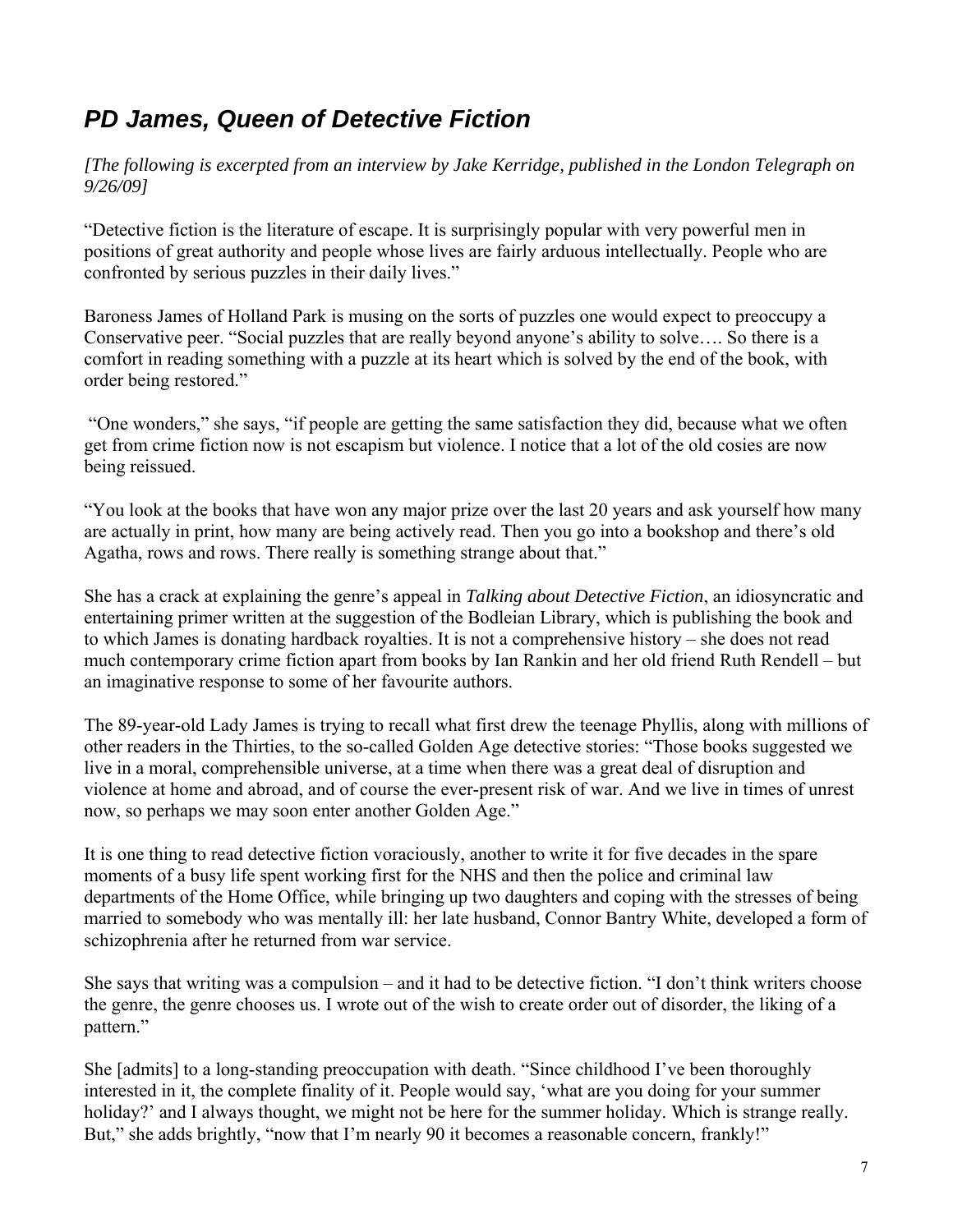# *PD James, Queen of Detective Fiction*

*[The following is excerpted from an interview by Jake Kerridge, published in the London Telegraph on 9/26/09]*

"Detective fiction is the literature of escape. It is surprisingly popular with very powerful men in positions of great authority and people whose lives are fairly arduous intellectually. People who are confronted by serious puzzles in their daily lives."

Baroness James of Holland Park is musing on the sorts of puzzles one would expect to preoccupy a Conservative peer. "Social puzzles that are really beyond anyone's ability to solve…. So there is a comfort in reading something with a puzzle at its heart which is solved by the end of the book, with order being restored."

"One wonders," she says, "if people are getting the same satisfaction they did, because what we often get from crime fiction now is not escapism but violence. I notice that a lot of the old cosies are now being reissued.

"You look at the books that have won any major prize over the last 20 years and ask yourself how many are actually in print, how many are being actively read. Then you go into a bookshop and there's old Agatha, rows and rows. There really is something strange about that."

She has a crack at explaining the genre's appeal in *Talking about Detective Fiction*, an idiosyncratic and entertaining primer written at the suggestion of the Bodleian Library, which is publishing the book and to which James is donating hardback royalties. It is not a comprehensive history – she does not read much contemporary crime fiction apart from books by Ian Rankin and her old friend Ruth Rendell – but an imaginative response to some of her favourite authors.

The 89-year-old Lady James is trying to recall what first drew the teenage Phyllis, along with millions of other readers in the Thirties, to the so-called Golden Age detective stories: "Those books suggested we live in a moral, comprehensible universe, at a time when there was a great deal of disruption and violence at home and abroad, and of course the ever-present risk of war. And we live in times of unrest now, so perhaps we may soon enter another Golden Age."

It is one thing to read detective fiction voraciously, another to write it for five decades in the spare moments of a busy life spent working first for the NHS and then the police and criminal law departments of the Home Office, while bringing up two daughters and coping with the stresses of being married to somebody who was mentally ill: her late husband, Connor Bantry White, developed a form of schizophrenia after he returned from war service.

She says that writing was a compulsion – and it had to be detective fiction. "I don't think writers choose the genre, the genre chooses us. I wrote out of the wish to create order out of disorder, the liking of a pattern."

She [admits] to a long-standing preoccupation with death. "Since childhood I've been thoroughly interested in it, the complete finality of it. People would say, 'what are you doing for your summer holiday?' and I always thought, we might not be here for the summer holiday. Which is strange really. But," she adds brightly, "now that I'm nearly 90 it becomes a reasonable concern, frankly!"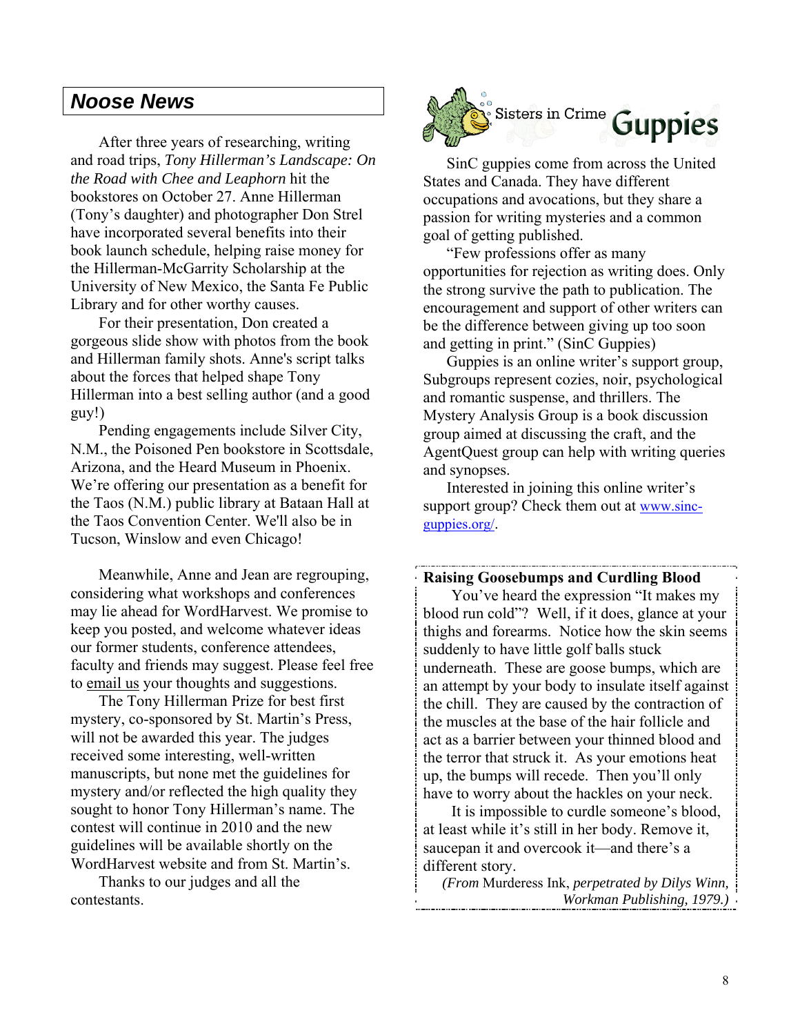## Noose News

After three years of researching, writing and road trips, *Tony Hillerman's Landscape: On the Road with Chee and Leaphorn* hit the bookstores on October 27. Anne Hillerman (Tony's daughter) and photographer Don Strel have incorporated several benefits into their book launch schedule, helping raise money for the Hillerman-McGarrity Scholarship at the University of New Mexico, the Santa Fe Public Library and for other worthy causes.

For their presentation, Don created a gorgeous slide show with photos from the book and Hillerman family shots. Anne's script talks about the forces that helped shape Tony Hillerman into a best selling author (and a good guy!)

Pending engagements include Silver City, N.M., the Poisoned Pen bookstore in Scottsdale, Arizona, and the Heard Museum in Phoenix. We're offering our presentation as a benefit for the Taos (N.M.) public library at Bataan Hall at the Taos Convention Center. We'll also be in Tucson, Winslow and even Chicago!

Meanwhile, Anne and Jean are regrouping, considering what workshops and conferences may lie ahead for WordHarvest. We promise to keep you posted, and welcome whatever ideas our former students, conference attendees, faculty and friends may suggest. Please feel free to email us your thoughts and suggestions.

The Tony Hillerman Prize for best first mystery, co-sponsored by St. Martin's Press, will not be awarded this year. The judges received some interesting, well-written manuscripts, but none met the guidelines for mystery and/or reflected the high quality they sought to honor Tony Hillerman's name. The contest will continue in 2010 and the new guidelines will be available shortly on the WordHarvest website and from St. Martin's.

Thanks to our judges and all the contestants.

## Sisters in Crime Guppies

SinC guppies come from across the United States and Canada. They have different occupations and avocations, but they share a passion for writing mysteries and a common goal of getting published.

"Few professions offer as many opportunities for rejection as writing does. Only the strong survive the path to publication. The encouragement and support of other writers can be the difference between giving up too soon and getting in print." (SinC Guppies)

Guppies is an online writer's support group, Subgroups represent cozies, noir, psychological and romantic suspense, and thrillers. The Mystery Analysis Group is a book discussion group aimed at discussing the craft, and the AgentQuest group can help with writing queries and synopses.

Interested in joining this online writer's support group? Check them out at www.sinc-guppies.org/.

### Raising Goosebumps and Curdling Blood

You've heard the expression "It makes my blood run cold"? Well, if it does, glance at your thighs and forearms. Notice how the skin seems suddenly to have little golf balls stuck underneath. These are goose bumps, which are an attempt by your body to insulate itself against the chill. They are caused by the contraction of the muscles at the base of the hair follicle and act as a barrier between your thinned blood and the terror that struck it. As your emotions heat up, the bumps will recede. Then you'll only have to worry about the hackles on your neck.

It is impossible to curdle someone's blood, at least while it's still in her body. Remove it, saucepan it and overcook it—and there's a different story.

*(From* Murderess Ink, *perpetrated by Dilys Winn, Workman Publishing, 1979.)*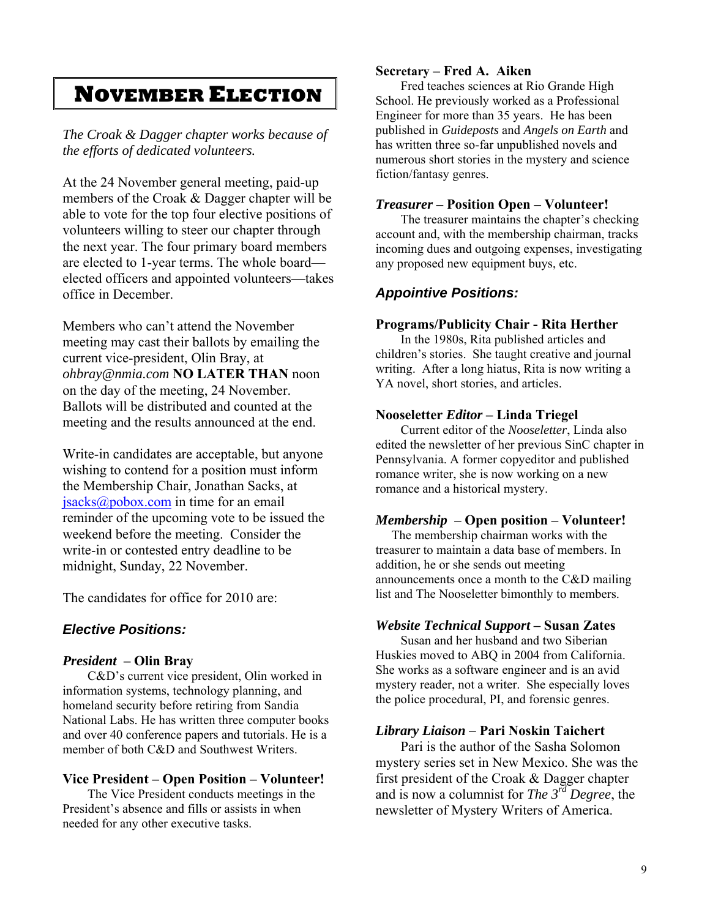# November Election

*The Croak & Dagger chapter works because of the efforts of dedicated volunteers.*

At the 24 November general meeting, paid-up members of the Croak & Dagger chapter will be able to vote for the top four elective positions of volunteers willing to steer our chapter through the next year. The four primary board members are elected to 1-year terms. The whole board—elected officers and appointed volunteers—takes office in December.

Members who can't attend the November meeting may cast their ballots by emailing the current vice-president, Olin Bray, at *ohbray@nmia.com* **NO LATER THAN** noon on the day of the meeting, 24 November. Ballots will be distributed and counted at the meeting and the results announced at the end.

Write-in candidates are acceptable, but anyone wishing to contend for a position must inform the Membership Chair, Jonathan Sacks, at jsacks@pobox.com in time for an email reminder of the upcoming vote to be issued the weekend before the meeting. Consider the write-in or contested entry deadline to be midnight, Sunday, 22 November.

The candidates for office for 2010 are:

## *Elective Positions:*

**President – Olin Bray**

C&D's current vice president, Olin worked in information systems, technology planning, and homeland security before retiring from Sandia National Labs. He has written three computer books and over 40 conference papers and tutorials. He is a member of both C&D and Southwest Writers.

**Vice President – Open Position – Volunteer!**

The Vice President conducts meetings in the President's absence and fills or assists in when needed for any other executive tasks.

**Secretary – Fred A. Aiken**

Fred teaches sciences at Rio Grande High School. He previously worked as a Professional Engineer for more than 35 years. He has been published in *Guideposts* and *Angels on Earth* and has written three so-far unpublished novels and numerous short stories in the mystery and science fiction/fantasy genres.

***Treasurer* – Position Open – Volunteer!**

The treasurer maintains the chapter's checking account and, with the membership chairman, tracks incoming dues and outgoing expenses, investigating any proposed new equipment buys, etc.

## *Appointive Positions:*

**Programs/Publicity Chair - Rita Herther**

In the 1980s, Rita published articles and children's stories. She taught creative and journal writing. After a long hiatus, Rita is now writing a YA novel, short stories, and articles.

**Nooseletter *Editor* – Linda Triegel**

Current editor of the *Nooseletter*, Linda also edited the newsletter of her previous SinC chapter in Pennsylvania. A former copyeditor and published romance writer, she is now working on a new romance and a historical mystery.

***Membership* – Open position – Volunteer!**

The membership chairman works with the treasurer to maintain a data base of members. In addition, he or she sends out meeting announcements once a month to the C&D mailing list and The Nooseletter bimonthly to members.

***Website Technical Support* – Susan Zates**

Susan and her husband and two Siberian Huskies moved to ABQ in 2004 from California. She works as a software engineer and is an avid mystery reader, not a writer. She especially loves the police procedural, PI, and forensic genres.

***Library Liaison* – Pari Noskin Taichert**

Pari is the author of the Sasha Solomon mystery series set in New Mexico. She was the first president of the Croak & Dagger chapter and is now a columnist for *The 3rd Degree*, the newsletter of Mystery Writers of America.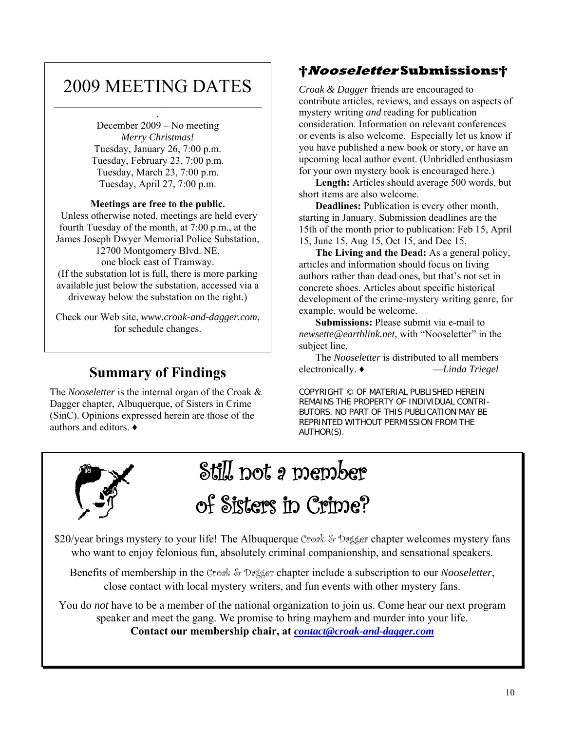# 2009 MEETING DATES

December 2009 – No meeting
*Merry Christmas!*
Tuesday, January 26, 7:00 p.m.
Tuesday, February 23, 7:00 p.m.
Tuesday, March 23, 7:00 p.m.
Tuesday, April 27, 7:00 p.m.

**Meetings are free to the public.**
Unless otherwise noted, meetings are held every fourth Tuesday of the month, at 7:00 p.m., at the James Joseph Dwyer Memorial Police Substation, 12700 Montgomery Blvd. NE, one block east of Tramway.
(If the substation lot is full, there is more parking available just below the substation, accessed via a driveway below the substation on the right.)

Check our Web site, *www.croak-and-dagger.com*, for schedule changes.

## Summary of Findings

The *Nooseletter* is the internal organ of the Croak & Dagger chapter, Albuquerque, of Sisters in Crime (SinC). Opinions expressed herein are those of the authors and editors. ♦

## †*Nooseletter* Submissions†

*Croak & Dagger* friends are encouraged to contribute articles, reviews, and essays on aspects of mystery writing *and* reading for publication consideration. Information on relevant conferences or events is also welcome. Especially let us know if you have published a new book or story, or have an upcoming local author event. (Unbridled enthusiasm for your own mystery book is encouraged here.)

**Length:** Articles should average 500 words, but short items are also welcome.

**Deadlines:** Publication is every other month, starting in January. Submission deadlines are the 15th of the month prior to publication: Feb 15, April 15, June 15, Aug 15, Oct 15, and Dec 15.

**The Living and the Dead:** As a general policy, articles and information should focus on living authors rather than dead ones, but that's not set in concrete shoes. Articles about specific historical development of the crime-mystery writing genre, for example, would be welcome.

**Submissions:** Please submit via e-mail to *newsette@earthlink.net*, with "Nooseletter" in the subject line.

The *Nooseletter* is distributed to all members electronically. ♦ —*Linda Triegel*

COPYRIGHT © OF MATERIAL PUBLISHED HEREIN REMAINS THE PROPERTY OF INDIVIDUAL CONTRIBUTORS. NO PART OF THIS PUBLICATION MAY BE REPRINTED WITHOUT PERMISSION FROM THE AUTHOR(S).

# Still not a member of Sisters in Crime?

$20/year brings mystery to your life! The Albuquerque Croak & Dagger chapter welcomes mystery fans who want to enjoy felonious fun, absolutely criminal companionship, and sensational speakers.

Benefits of membership in the Croak & Dagger chapter include a subscription to our *Nooseletter*, close contact with local mystery writers, and fun events with other mystery fans.

You do *not* have to be a member of the national organization to join us. Come hear our next program speaker and meet the gang. We promise to bring mayhem and murder into your life.

**Contact our membership chair, at *contact@croak-and-dagger.com***